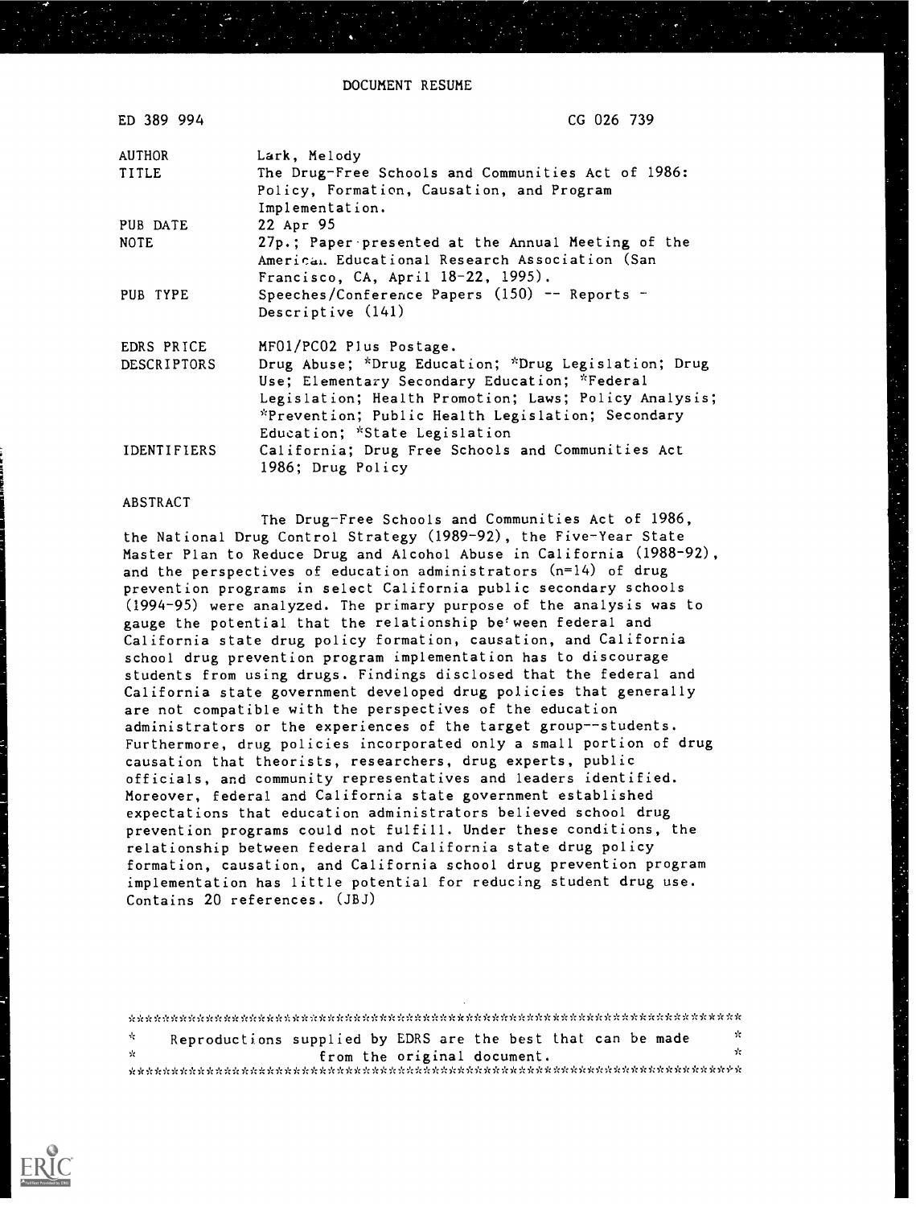# DOCUMENT RESUME

ED 389 994 CG 026 739

| | |
|---|---|
| AUTHOR | Lark, Melody |
| TITLE | The Drug-Free Schools and Communities Act of 1986: Policy, Formation, Causation, and Program Implementation. |
| PUB DATE | 22 Apr 95 |
| NOTE | 27p.; Paper presented at the Annual Meeting of the American Educational Research Association (San Francisco, CA, April 18-22, 1995). |
| PUB TYPE | Speeches/Conference Papers (150) -- Reports - Descriptive (141) |
| EDRS PRICE | MF01/PC02 Plus Postage. |
| DESCRIPTORS | Drug Abuse; *Drug Education; *Drug Legislation; Drug Use; Elementary Secondary Education; *Federal Legislation; Health Promotion; Laws; Policy Analysis; *Prevention; Public Health Legislation; Secondary Education; *State Legislation |
| IDENTIFIERS | California; Drug Free Schools and Communities Act 1986; Drug Policy |

## ABSTRACT

The Drug-Free Schools and Communities Act of 1986, the National Drug Control Strategy (1989-92), the Five-Year State Master Plan to Reduce Drug and Alcohol Abuse in California (1988-92), and the perspectives of education administrators (n=14) of drug prevention programs in select California public secondary schools (1994-95) were analyzed. The primary purpose of the analysis was to gauge the potential that the relationship between federal and California state drug policy formation, causation, and California school drug prevention program implementation has to discourage students from using drugs. Findings disclosed that the federal and California state government developed drug policies that generally are not compatible with the perspectives of the education administrators or the experiences of the target group--students. Furthermore, drug policies incorporated only a small portion of drug causation that theorists, researchers, drug experts, public officials, and community representatives and leaders identified. Moreover, federal and California state government established expectations that education administrators believed school drug prevention programs could not fulfill. Under these conditions, the relationship between federal and California state drug policy formation, causation, and California school drug prevention program implementation has little potential for reducing student drug use. Contains 20 references. (JBJ)

***********************************************************************
* Reproductions supplied by EDRS are the best that can be made *
* from the original document. *
***********************************************************************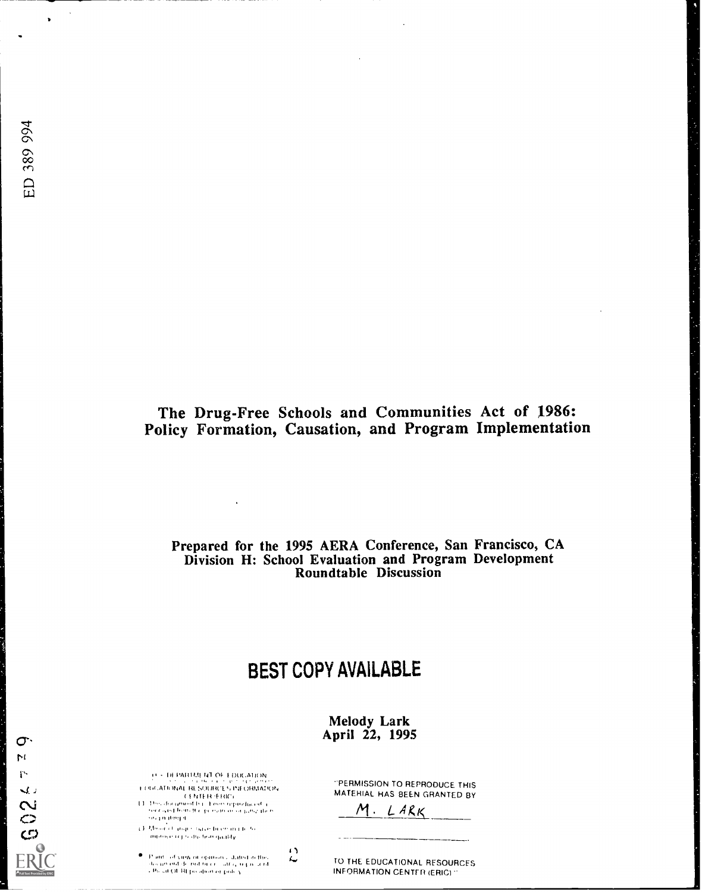ED 389 994

# The Drug-Free Schools and Communities Act of 1986: Policy Formation, Causation, and Program Implementation

**Prepared for the 1995 AERA Conference, San Francisco, CA**
**Division H: School Evaluation and Program Development**
**Roundtable Discussion**

## BEST COPY AVAILABLE

**Melody Lark**
**April 22, 1995**

U.S. DEPARTMENT OF EDUCATION
EDUCATIONAL RESOURCES INFORMATION CENTER (ERIC)

- This document has been reproduced as received from the person or organization originating it.
- Minor changes have been made to improve reproduction quality.
- Points of view or opinions stated in this document do not necessarily represent official OERI position or policy.

"PERMISSION TO REPRODUCE THIS MATERIAL HAS BEEN GRANTED BY

M. LARK

TO THE EDUCATIONAL RESOURCES INFORMATION CENTER (ERIC)."

CG026279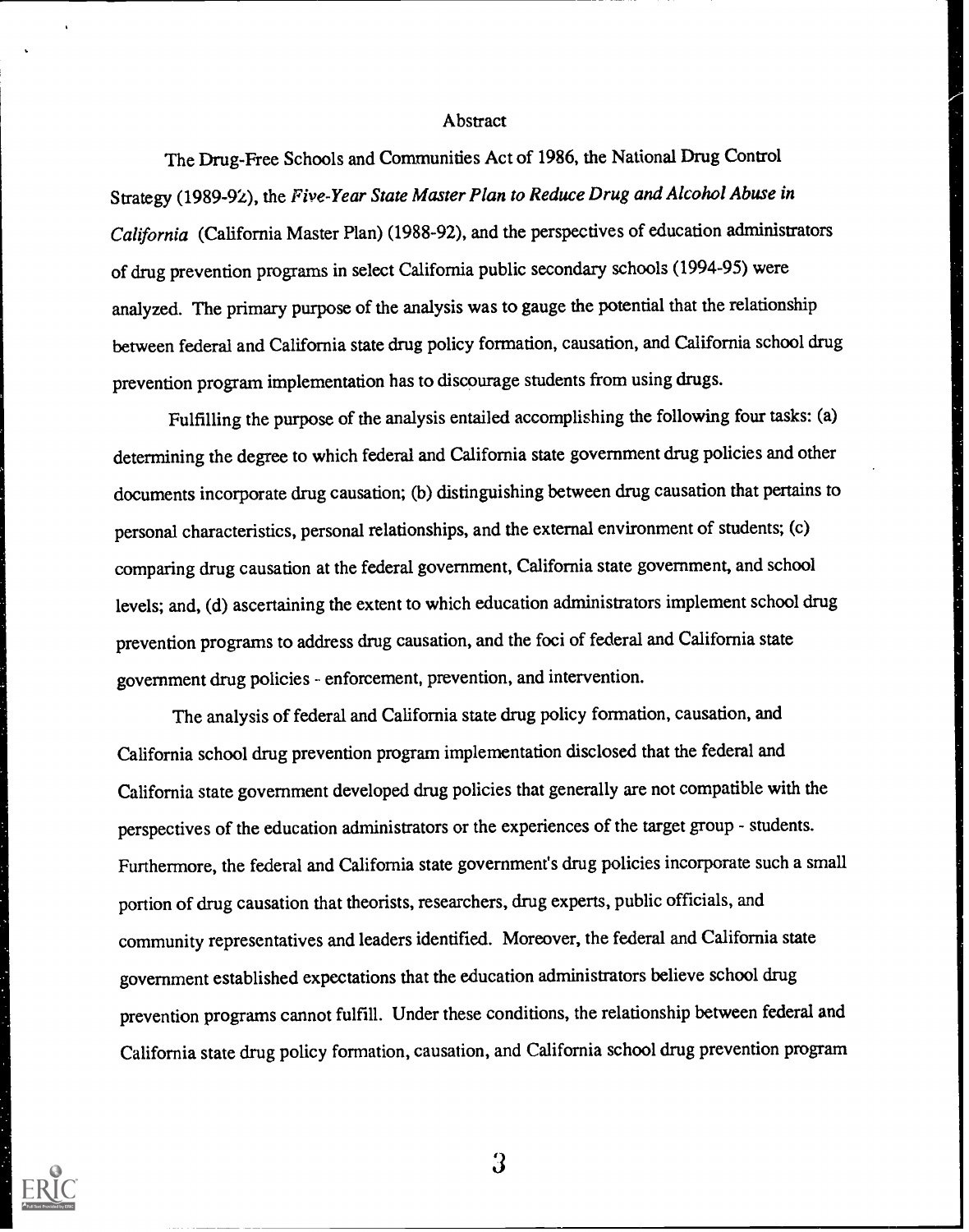## Abstract

The Drug-Free Schools and Communities Act of 1986, the National Drug Control Strategy (1989-92), the *Five-Year State Master Plan to Reduce Drug and Alcohol Abuse in California* (California Master Plan) (1988-92), and the perspectives of education administrators of drug prevention programs in select California public secondary schools (1994-95) were analyzed. The primary purpose of the analysis was to gauge the potential that the relationship between federal and California state drug policy formation, causation, and California school drug prevention program implementation has to discourage students from using drugs.

Fulfilling the purpose of the analysis entailed accomplishing the following four tasks: (a) determining the degree to which federal and California state government drug policies and other documents incorporate drug causation; (b) distinguishing between drug causation that pertains to personal characteristics, personal relationships, and the external environment of students; (c) comparing drug causation at the federal government, California state government, and school levels; and, (d) ascertaining the extent to which education administrators implement school drug prevention programs to address drug causation, and the foci of federal and California state government drug policies - enforcement, prevention, and intervention.

The analysis of federal and California state drug policy formation, causation, and California school drug prevention program implementation disclosed that the federal and California state government developed drug policies that generally are not compatible with the perspectives of the education administrators or the experiences of the target group - students. Furthermore, the federal and California state government's drug policies incorporate such a small portion of drug causation that theorists, researchers, drug experts, public officials, and community representatives and leaders identified. Moreover, the federal and California state government established expectations that the education administrators believe school drug prevention programs cannot fulfill. Under these conditions, the relationship between federal and California state drug policy formation, causation, and California school drug prevention program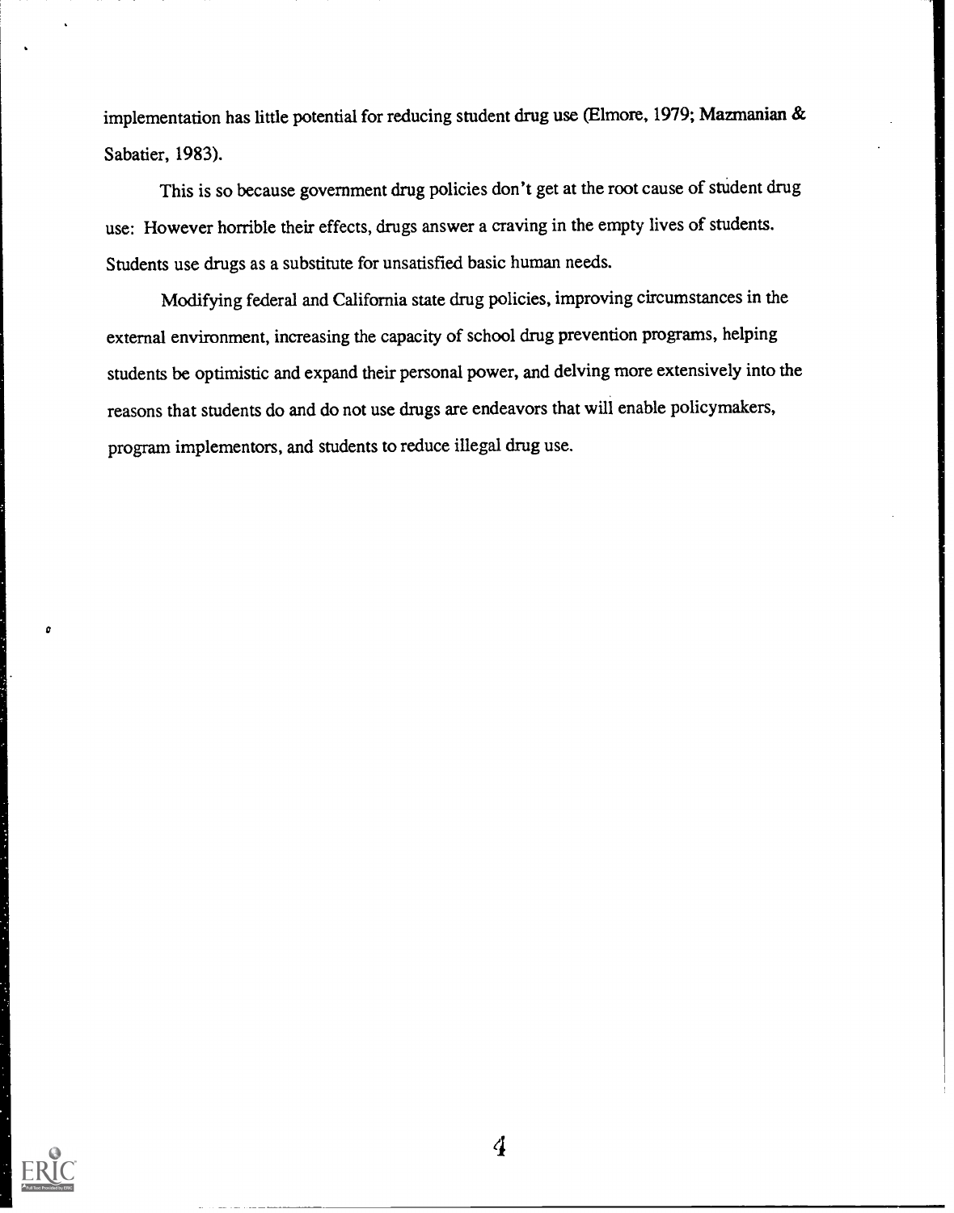implementation has little potential for reducing student drug use (Elmore, 1979; Mazmanian & Sabatier, 1983).

This is so because government drug policies don't get at the root cause of student drug use: However horrible their effects, drugs answer a craving in the empty lives of students. Students use drugs as a substitute for unsatisfied basic human needs.

Modifying federal and California state drug policies, improving circumstances in the external environment, increasing the capacity of school drug prevention programs, helping students be optimistic and expand their personal power, and delving more extensively into the reasons that students do and do not use drugs are endeavors that will enable policymakers, program implementors, and students to reduce illegal drug use.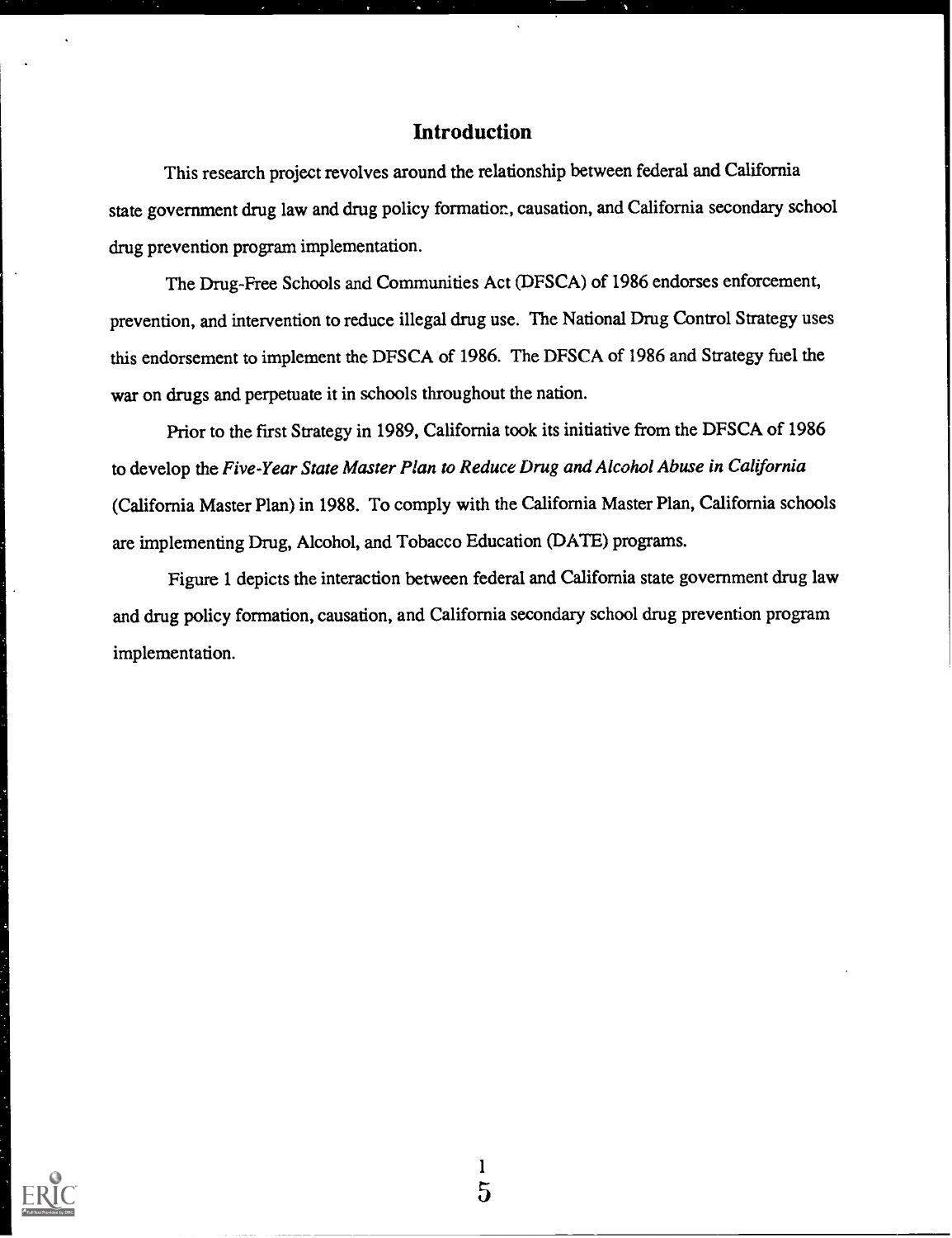# Introduction

This research project revolves around the relationship between federal and California state government drug law and drug policy formation, causation, and California secondary school drug prevention program implementation.

The Drug-Free Schools and Communities Act (DFSCA) of 1986 endorses enforcement, prevention, and intervention to reduce illegal drug use. The National Drug Control Strategy uses this endorsement to implement the DFSCA of 1986. The DFSCA of 1986 and Strategy fuel the war on drugs and perpetuate it in schools throughout the nation.

Prior to the first Strategy in 1989, California took its initiative from the DFSCA of 1986 to develop the *Five-Year State Master Plan to Reduce Drug and Alcohol Abuse in California* (California Master Plan) in 1988. To comply with the California Master Plan, California schools are implementing Drug, Alcohol, and Tobacco Education (DATE) programs.

Figure 1 depicts the interaction between federal and California state government drug law and drug policy formation, causation, and California secondary school drug prevention program implementation.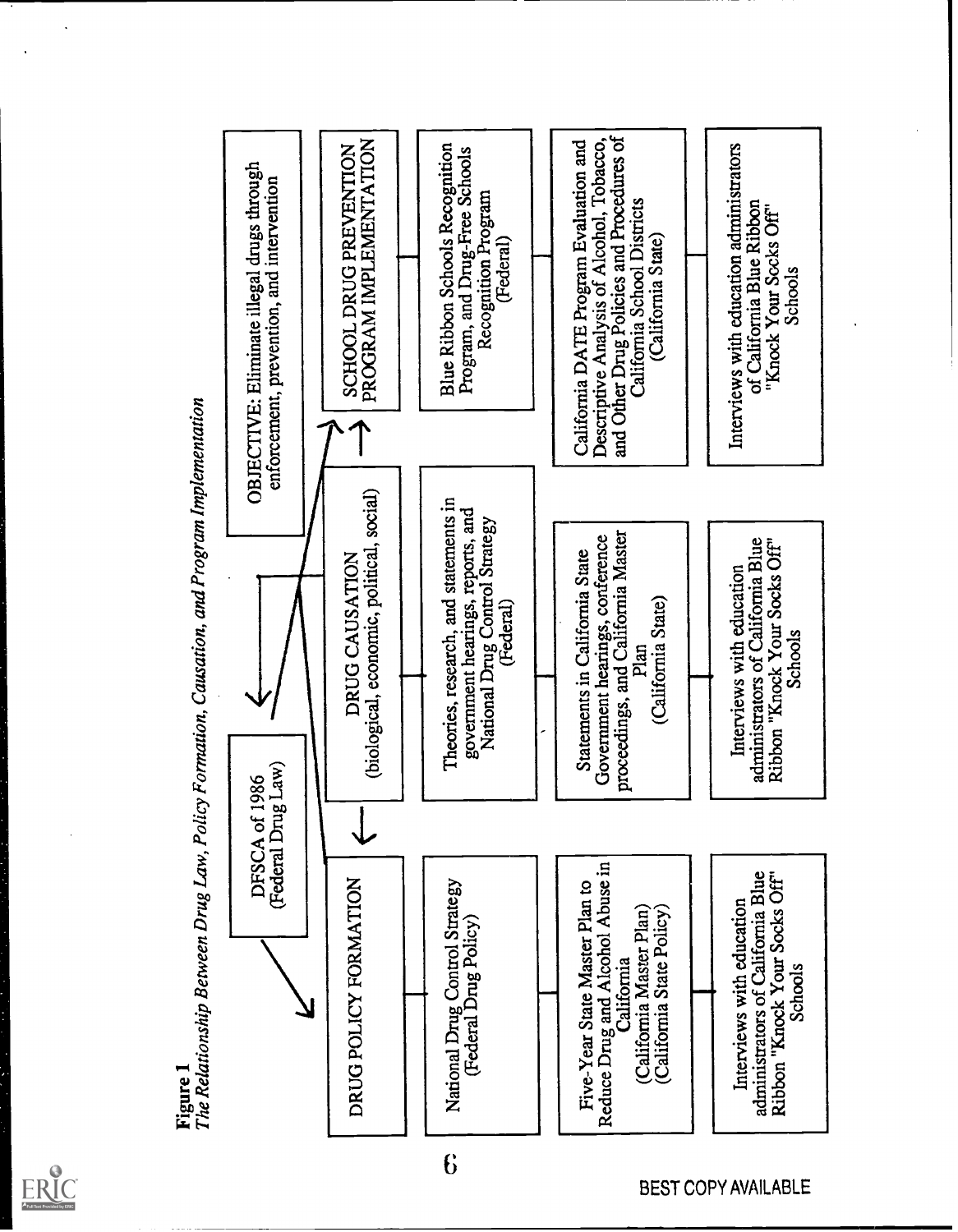**Figure 1**
*The Relationship Between Drug Law, Policy Formation, Causation, and Program Implementation*

DFSCA of 1986
(Federal Drug Law)

OBJECTIVE: Eliminate illegal drugs through enforcement, prevention, and intervention

| DRUG POLICY FORMATION | DRUG CAUSATION (biological, economic, political, social) | SCHOOL DRUG PREVENTION PROGRAM IMPLEMENTATION |
|---|---|---|
| National Drug Control Strategy (Federal Drug Policy) | Theories, research, and statements in government hearings, reports, and National Drug Control Strategy (Federal) | Blue Ribbon Schools Recognition Program, and Drug-Free Schools Recognition Program (Federal) |
| Five-Year State Master Plan to Reduce Drug and Alcohol Abuse in California (California Master Plan) (California State Policy) | Statements in California State Government hearings, conference proceedings, and California Master Plan (California State) | California DATE Program Evaluation and Descriptive Analysis of Alcohol, Tobacco, and Other Drug Policies and Procedures of California School Districts (California State) |
| Interviews with education administrators of California Blue Ribbon "Knock Your Socks Off" Schools | Interviews with education administrators of California Blue Ribbon "Knock Your Socks Off" Schools | Interviews with education administrators of California Blue Ribbon "Knock Your Socks Off" Schools |

BEST COPY AVAILABLE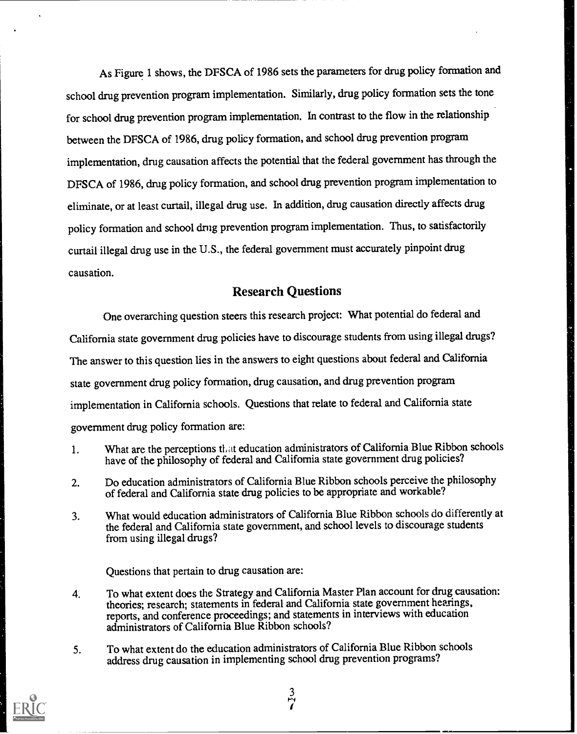As Figure 1 shows, the DFSCA of 1986 sets the parameters for drug policy formation and school drug prevention program implementation. Similarly, drug policy formation sets the tone for school drug prevention program implementation. In contrast to the flow in the relationship between the DFSCA of 1986, drug policy formation, and school drug prevention program implementation, drug causation affects the potential that the federal government has through the DFSCA of 1986, drug policy formation, and school drug prevention program implementation to eliminate, or at least curtail, illegal drug use. In addition, drug causation directly affects drug policy formation and school drug prevention program implementation. Thus, to satisfactorily curtail illegal drug use in the U.S., the federal government must accurately pinpoint drug causation.

## Research Questions

One overarching question steers this research project: What potential do federal and California state government drug policies have to discourage students from using illegal drugs? The answer to this question lies in the answers to eight questions about federal and California state government drug policy formation, drug causation, and drug prevention program implementation in California schools. Questions that relate to federal and California state government drug policy formation are:

1. What are the perceptions that education administrators of California Blue Ribbon schools have of the philosophy of federal and California state government drug policies?

2. Do education administrators of California Blue Ribbon schools perceive the philosophy of federal and California state drug policies to be appropriate and workable?

3. What would education administrators of California Blue Ribbon schools do differently at the federal and California state government, and school levels to discourage students from using illegal drugs?

Questions that pertain to drug causation are:

4. To what extent does the Strategy and California Master Plan account for drug causation: theories; research; statements in federal and California state government hearings, reports, and conference proceedings; and statements in interviews with education administrators of California Blue Ribbon schools?

5. To what extent do the education administrators of California Blue Ribbon schools address drug causation in implementing school drug prevention programs?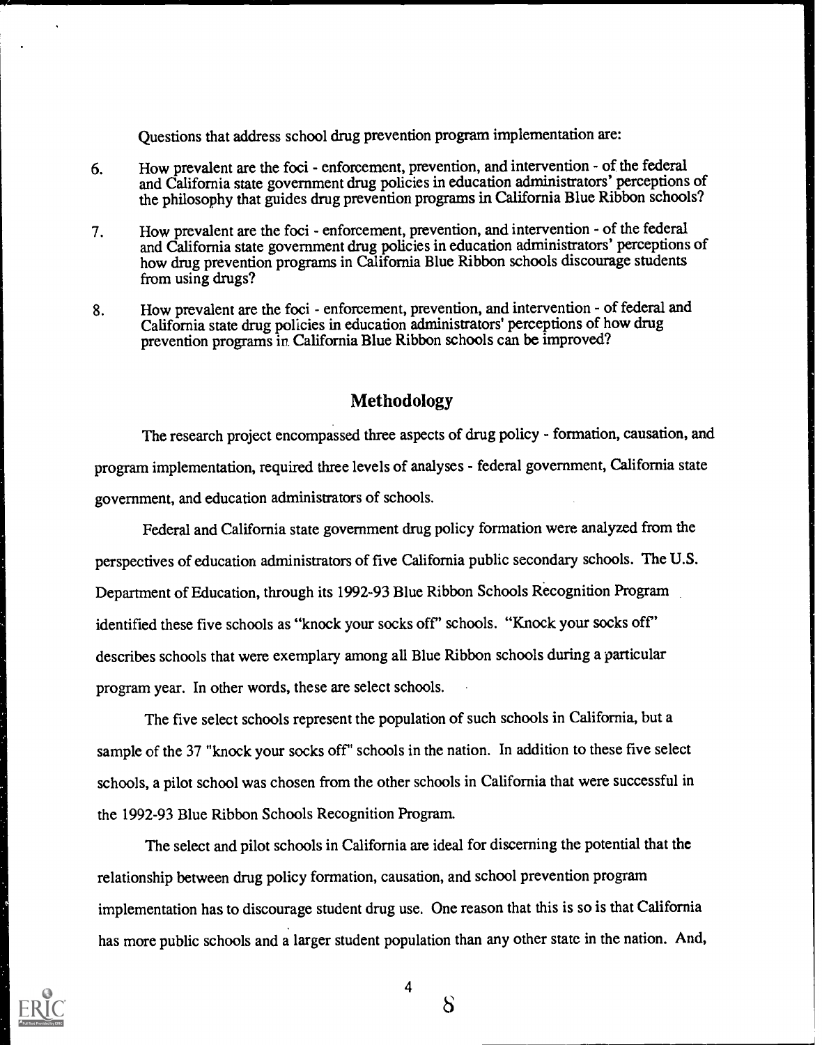Questions that address school drug prevention program implementation are:

6. How prevalent are the foci - enforcement, prevention, and intervention - of the federal and California state government drug policies in education administrators' perceptions of the philosophy that guides drug prevention programs in California Blue Ribbon schools?

7. How prevalent are the foci - enforcement, prevention, and intervention - of the federal and California state government drug policies in education administrators' perceptions of how drug prevention programs in California Blue Ribbon schools discourage students from using drugs?

8. How prevalent are the foci - enforcement, prevention, and intervention - of federal and California state drug policies in education administrators' perceptions of how drug prevention programs in California Blue Ribbon schools can be improved?

## Methodology

The research project encompassed three aspects of drug policy - formation, causation, and program implementation, required three levels of analyses - federal government, California state government, and education administrators of schools.

Federal and California state government drug policy formation were analyzed from the perspectives of education administrators of five California public secondary schools. The U.S. Department of Education, through its 1992-93 Blue Ribbon Schools Recognition Program identified these five schools as "knock your socks off" schools. "Knock your socks off" describes schools that were exemplary among all Blue Ribbon schools during a particular program year. In other words, these are select schools.

The five select schools represent the population of such schools in California, but a sample of the 37 "knock your socks off" schools in the nation. In addition to these five select schools, a pilot school was chosen from the other schools in California that were successful in the 1992-93 Blue Ribbon Schools Recognition Program.

The select and pilot schools in California are ideal for discerning the potential that the relationship between drug policy formation, causation, and school prevention program implementation has to discourage student drug use. One reason that this is so is that California has more public schools and a larger student population than any other state in the nation. And,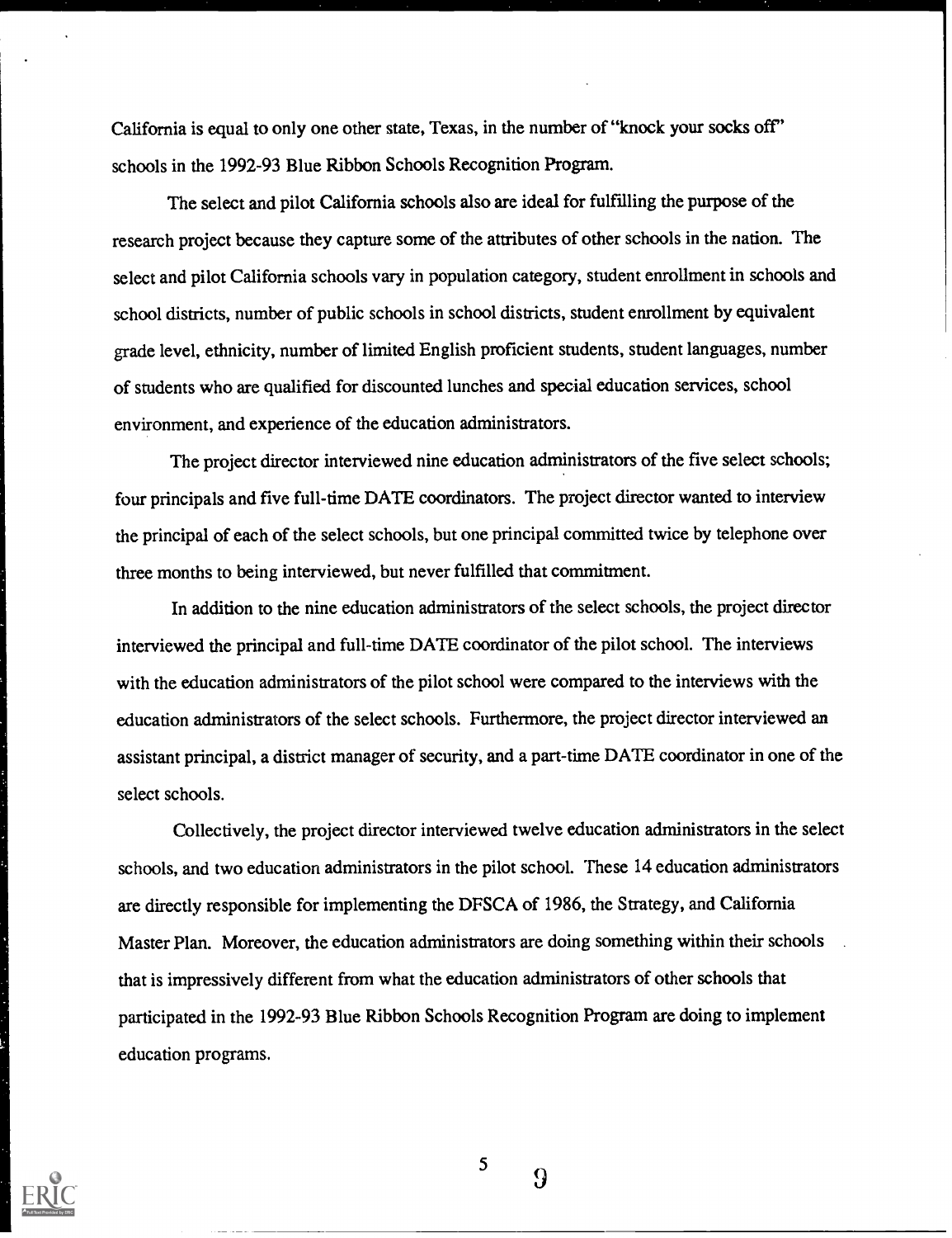California is equal to only one other state, Texas, in the number of "knock your socks off" schools in the 1992-93 Blue Ribbon Schools Recognition Program.

The select and pilot California schools also are ideal for fulfilling the purpose of the research project because they capture some of the attributes of other schools in the nation. The select and pilot California schools vary in population category, student enrollment in schools and school districts, number of public schools in school districts, student enrollment by equivalent grade level, ethnicity, number of limited English proficient students, student languages, number of students who are qualified for discounted lunches and special education services, school environment, and experience of the education administrators.

The project director interviewed nine education administrators of the five select schools; four principals and five full-time DATE coordinators. The project director wanted to interview the principal of each of the select schools, but one principal committed twice by telephone over three months to being interviewed, but never fulfilled that commitment.

In addition to the nine education administrators of the select schools, the project director interviewed the principal and full-time DATE coordinator of the pilot school. The interviews with the education administrators of the pilot school were compared to the interviews with the education administrators of the select schools. Furthermore, the project director interviewed an assistant principal, a district manager of security, and a part-time DATE coordinator in one of the select schools.

Collectively, the project director interviewed twelve education administrators in the select schools, and two education administrators in the pilot school. These 14 education administrators are directly responsible for implementing the DFSCA of 1986, the Strategy, and California Master Plan. Moreover, the education administrators are doing something within their schools that is impressively different from what the education administrators of other schools that participated in the 1992-93 Blue Ribbon Schools Recognition Program are doing to implement education programs.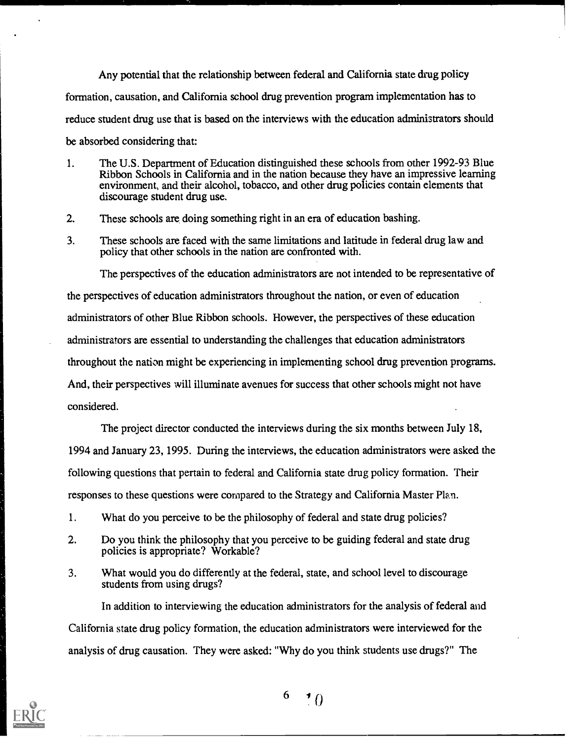Any potential that the relationship between federal and California state drug policy formation, causation, and California school drug prevention program implementation has to reduce student drug use that is based on the interviews with the education administrators should be absorbed considering that:

1. The U.S. Department of Education distinguished these schools from other 1992-93 Blue Ribbon Schools in California and in the nation because they have an impressive learning environment, and their alcohol, tobacco, and other drug policies contain elements that discourage student drug use.
2. These schools are doing something right in an era of education bashing.
3. These schools are faced with the same limitations and latitude in federal drug law and policy that other schools in the nation are confronted with.

The perspectives of the education administrators are not intended to be representative of the perspectives of education administrators throughout the nation, or even of education administrators of other Blue Ribbon schools. However, the perspectives of these education administrators are essential to understanding the challenges that education administrators throughout the nation might be experiencing in implementing school drug prevention programs. And, their perspectives will illuminate avenues for success that other schools might not have considered.

The project director conducted the interviews during the six months between July 18, 1994 and January 23, 1995. During the interviews, the education administrators were asked the following questions that pertain to federal and California state drug policy formation. Their responses to these questions were compared to the Strategy and California Master Plan.

1. What do you perceive to be the philosophy of federal and state drug policies?
2. Do you think the philosophy that you perceive to be guiding federal and state drug policies is appropriate? Workable?
3. What would you do differently at the federal, state, and school level to discourage students from using drugs?

In addition to interviewing the education administrators for the analysis of federal and California state drug policy formation, the education administrators were interviewed for the analysis of drug causation. They were asked: "Why do you think students use drugs?" The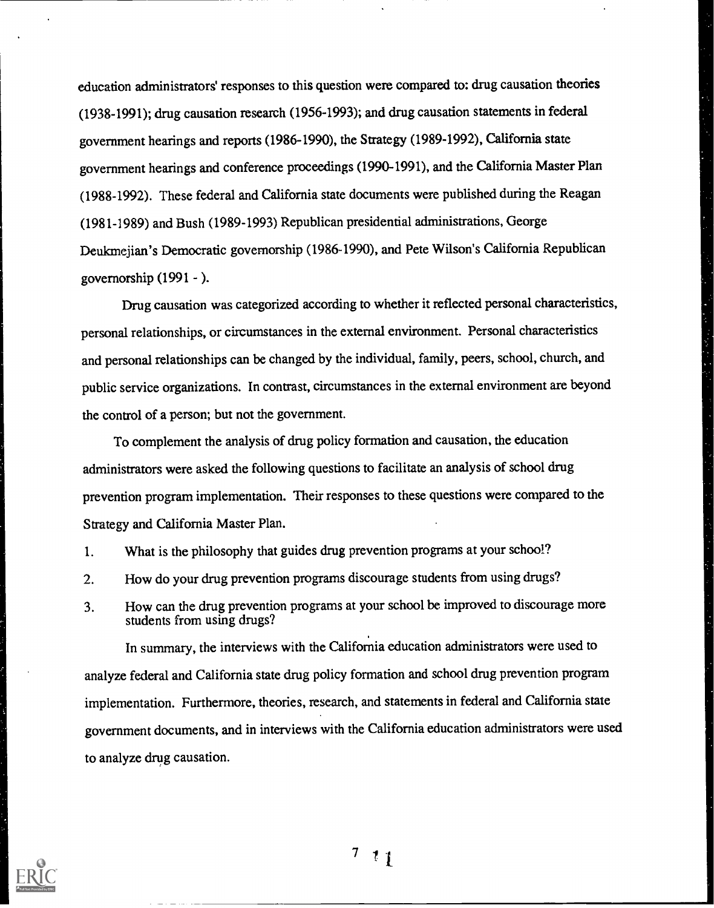education administrators' responses to this question were compared to: drug causation theories (1938-1991); drug causation research (1956-1993); and drug causation statements in federal government hearings and reports (1986-1990), the Strategy (1989-1992), California state government hearings and conference proceedings (1990-1991), and the California Master Plan (1988-1992). These federal and California state documents were published during the Reagan (1981-1989) and Bush (1989-1993) Republican presidential administrations, George Deukmejian's Democratic governorship (1986-1990), and Pete Wilson's California Republican governorship (1991 - ).

Drug causation was categorized according to whether it reflected personal characteristics, personal relationships, or circumstances in the external environment. Personal characteristics and personal relationships can be changed by the individual, family, peers, school, church, and public service organizations. In contrast, circumstances in the external environment are beyond the control of a person; but not the government.

To complement the analysis of drug policy formation and causation, the education administrators were asked the following questions to facilitate an analysis of school drug prevention program implementation. Their responses to these questions were compared to the Strategy and California Master Plan.

1. What is the philosophy that guides drug prevention programs at your school?
2. How do your drug prevention programs discourage students from using drugs?
3. How can the drug prevention programs at your school be improved to discourage more students from using drugs?

In summary, the interviews with the California education administrators were used to analyze federal and California state drug policy formation and school drug prevention program implementation. Furthermore, theories, research, and statements in federal and California state government documents, and in interviews with the California education administrators were used to analyze drug causation.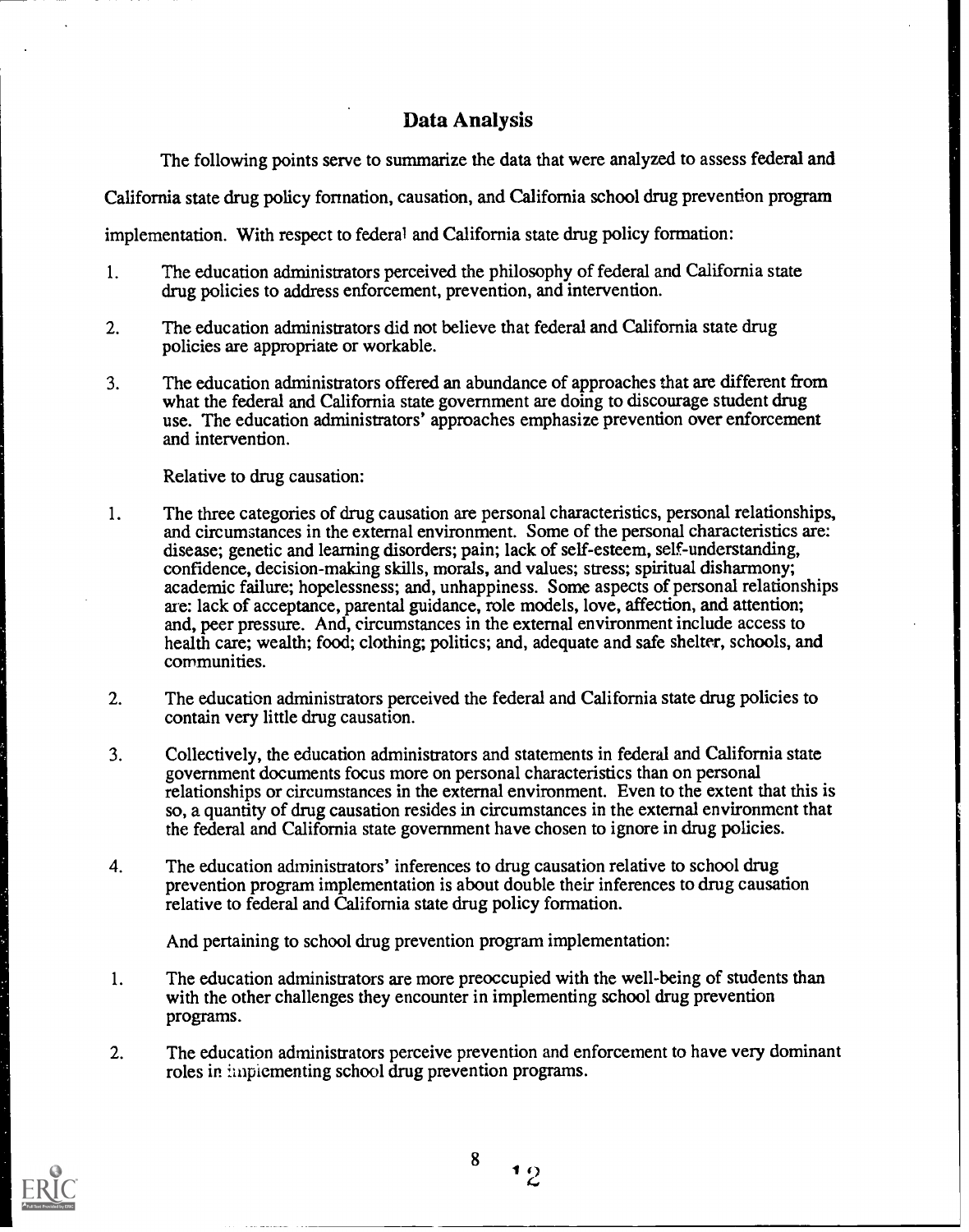## Data Analysis

The following points serve to summarize the data that were analyzed to assess federal and California state drug policy formation, causation, and California school drug prevention program implementation. With respect to federal and California state drug policy formation:

1. The education administrators perceived the philosophy of federal and California state drug policies to address enforcement, prevention, and intervention.
2. The education administrators did not believe that federal and California state drug policies are appropriate or workable.
3. The education administrators offered an abundance of approaches that are different from what the federal and California state government are doing to discourage student drug use. The education administrators' approaches emphasize prevention over enforcement and intervention.

Relative to drug causation:

1. The three categories of drug causation are personal characteristics, personal relationships, and circumstances in the external environment. Some of the personal characteristics are: disease; genetic and learning disorders; pain; lack of self-esteem, self-understanding, confidence, decision-making skills, morals, and values; stress; spiritual disharmony; academic failure; hopelessness; and, unhappiness. Some aspects of personal relationships are: lack of acceptance, parental guidance, role models, love, affection, and attention; and, peer pressure. And, circumstances in the external environment include access to health care; wealth; food; clothing; politics; and, adequate and safe shelter, schools, and communities.
2. The education administrators perceived the federal and California state drug policies to contain very little drug causation.
3. Collectively, the education administrators and statements in federal and California state government documents focus more on personal characteristics than on personal relationships or circumstances in the external environment. Even to the extent that this is so, a quantity of drug causation resides in circumstances in the external environment that the federal and California state government have chosen to ignore in drug policies.
4. The education administrators' inferences to drug causation relative to school drug prevention program implementation is about double their inferences to drug causation relative to federal and California state drug policy formation.

And pertaining to school drug prevention program implementation:

1. The education administrators are more preoccupied with the well-being of students than with the other challenges they encounter in implementing school drug prevention programs.
2. The education administrators perceive prevention and enforcement to have very dominant roles in implementing school drug prevention programs.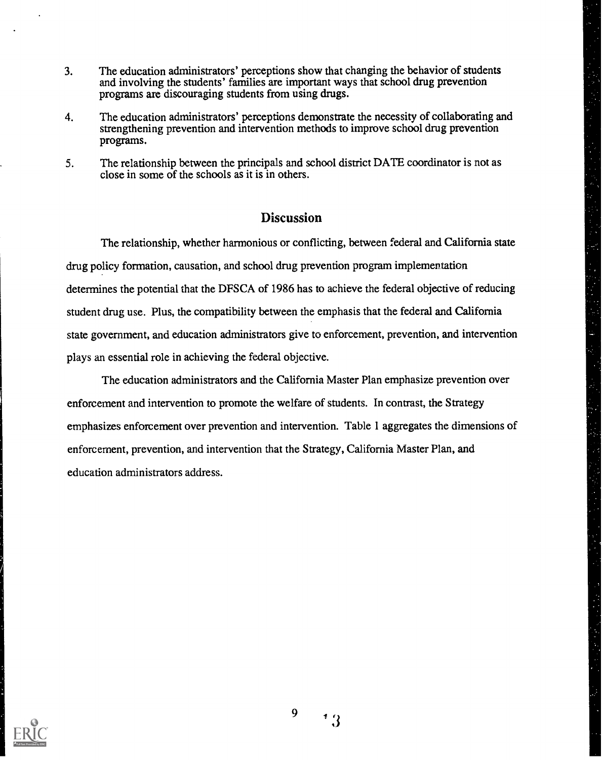3. The education administrators' perceptions show that changing the behavior of students and involving the students' families are important ways that school drug prevention programs are discouraging students from using drugs.

4. The education administrators' perceptions demonstrate the necessity of collaborating and strengthening prevention and intervention methods to improve school drug prevention programs.

5. The relationship between the principals and school district DATE coordinator is not as close in some of the schools as it is in others.

## Discussion

The relationship, whether harmonious or conflicting, between federal and California state drug policy formation, causation, and school drug prevention program implementation determines the potential that the DFSCA of 1986 has to achieve the federal objective of reducing student drug use. Plus, the compatibility between the emphasis that the federal and California state government, and education administrators give to enforcement, prevention, and intervention plays an essential role in achieving the federal objective.

The education administrators and the California Master Plan emphasize prevention over enforcement and intervention to promote the welfare of students. In contrast, the Strategy emphasizes enforcement over prevention and intervention. Table 1 aggregates the dimensions of enforcement, prevention, and intervention that the Strategy, California Master Plan, and education administrators address.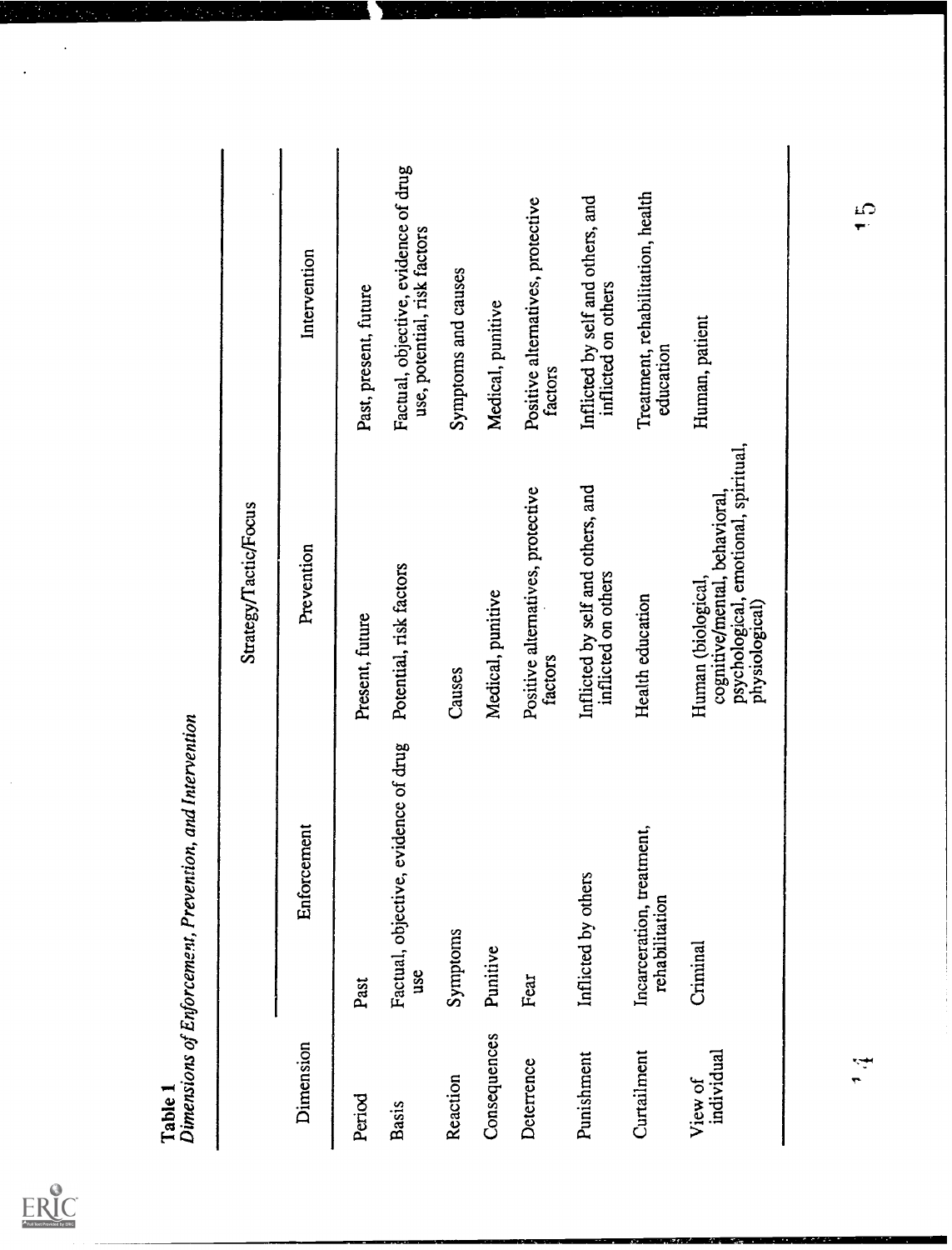**Table 1**
*Dimensions of Enforcement, Prevention, and Intervention*

| Dimension | Strategy/Tactic/Focus | | |
|---|---|---|---|
| | Enforcement | Prevention | Intervention |
| Period | Past | Present, future | Past, present, future |
| Basis | Factual, objective, evidence of drug use | Potential, risk factors | Factual, objective, evidence of drug use, potential, risk factors |
| Reaction | Symptoms | Causes | Symptoms and causes |
| Consequences | Punitive | Medical, punitive | Medical, punitive |
| Deterrence | Fear | Positive alternatives, protective factors | Positive alternatives, protective factors |
| Punishment | Inflicted by others | Inflicted by self and others, and inflicted on others | Inflicted by self and others, and inflicted on others |
| Curtailment | Incarceration, treatment, rehabilitation | Health education | Treatment, rehabilitation, health education |
| View of individual | Criminal | Human (biological, cognitive/mental, behavioral, psychological, emotional, spiritual, physiological) | Human, patient |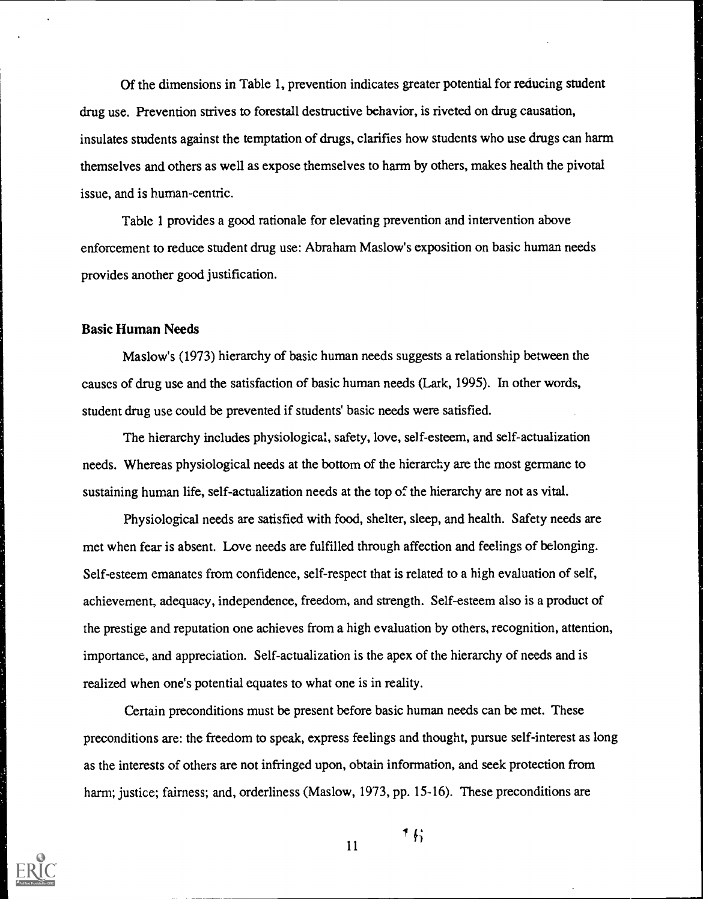Of the dimensions in Table 1, prevention indicates greater potential for reducing student drug use. Prevention strives to forestall destructive behavior, is riveted on drug causation, insulates students against the temptation of drugs, clarifies how students who use drugs can harm themselves and others as well as expose themselves to harm by others, makes health the pivotal issue, and is human-centric.

Table 1 provides a good rationale for elevating prevention and intervention above enforcement to reduce student drug use: Abraham Maslow's exposition on basic human needs provides another good justification.

## Basic Human Needs

Maslow's (1973) hierarchy of basic human needs suggests a relationship between the causes of drug use and the satisfaction of basic human needs (Lark, 1995). In other words, student drug use could be prevented if students' basic needs were satisfied.

The hierarchy includes physiological, safety, love, self-esteem, and self-actualization needs. Whereas physiological needs at the bottom of the hierarchy are the most germane to sustaining human life, self-actualization needs at the top of the hierarchy are not as vital.

Physiological needs are satisfied with food, shelter, sleep, and health. Safety needs are met when fear is absent. Love needs are fulfilled through affection and feelings of belonging. Self-esteem emanates from confidence, self-respect that is related to a high evaluation of self, achievement, adequacy, independence, freedom, and strength. Self-esteem also is a product of the prestige and reputation one achieves from a high evaluation by others, recognition, attention, importance, and appreciation. Self-actualization is the apex of the hierarchy of needs and is realized when one's potential equates to what one is in reality.

Certain preconditions must be present before basic human needs can be met. These preconditions are: the freedom to speak, express feelings and thought, pursue self-interest as long as the interests of others are not infringed upon, obtain information, and seek protection from harm; justice; fairness; and, orderliness (Maslow, 1973, pp. 15-16). These preconditions are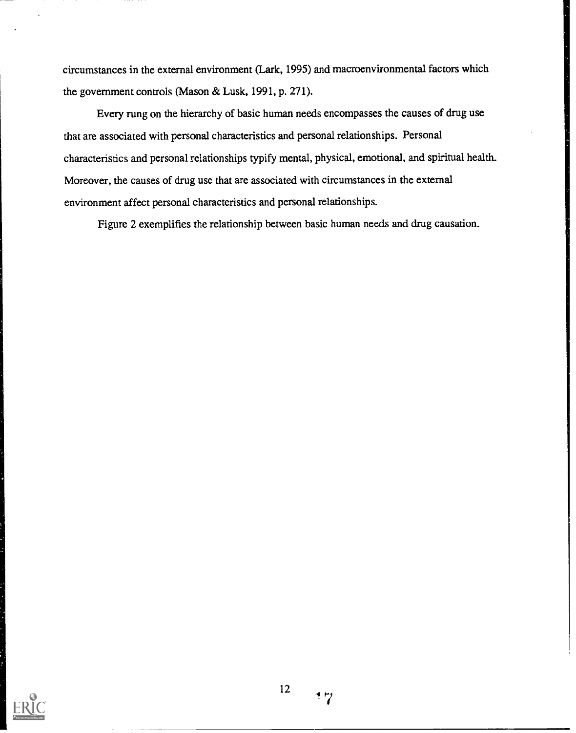circumstances in the external environment (Lark, 1995) and macroenvironmental factors which the government controls (Mason & Lusk, 1991, p. 271).

Every rung on the hierarchy of basic human needs encompasses the causes of drug use that are associated with personal characteristics and personal relationships. Personal characteristics and personal relationships typify mental, physical, emotional, and spiritual health. Moreover, the causes of drug use that are associated with circumstances in the external environment affect personal characteristics and personal relationships.

Figure 2 exemplifies the relationship between basic human needs and drug causation.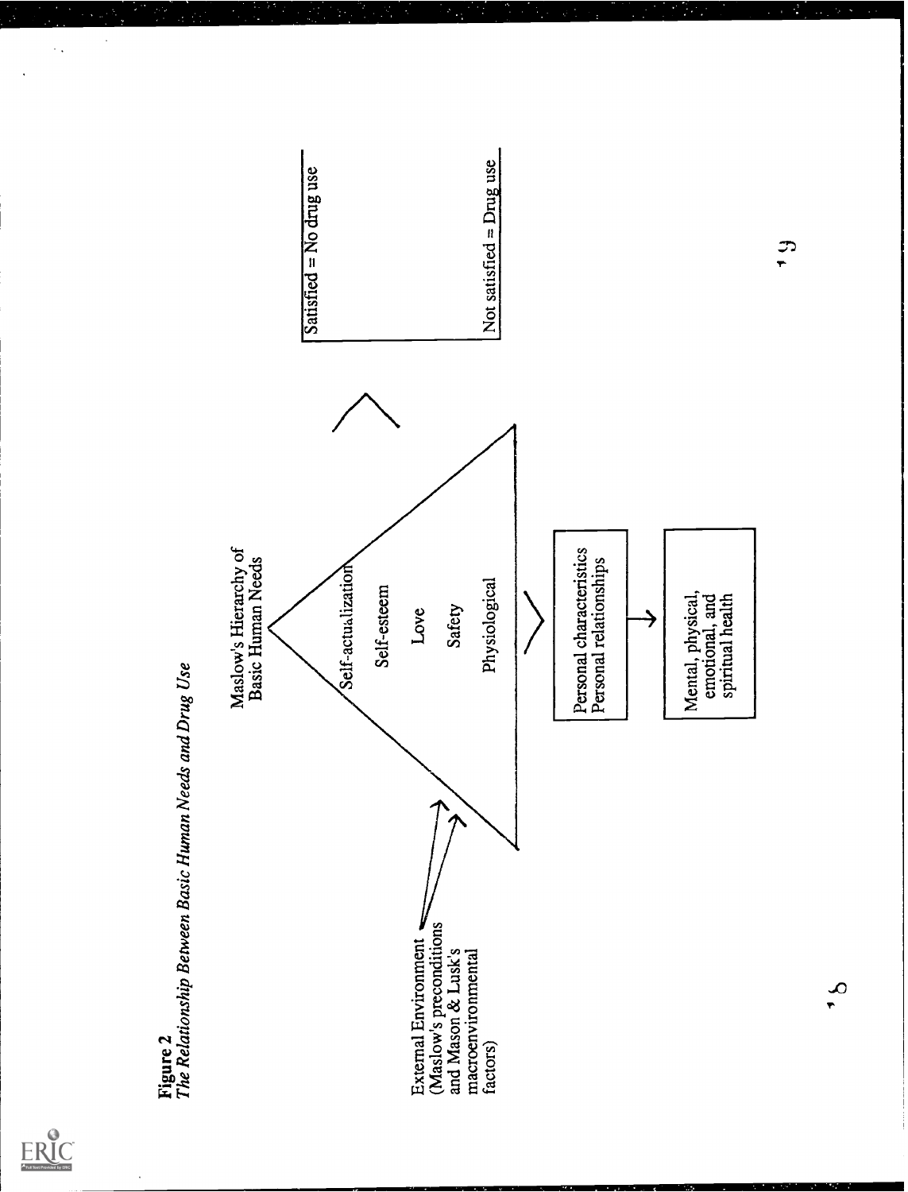**Figure 2**
*The Relationship Between Basic Human Needs and Drug Use*

Maslow's Hierarchy of Basic Human Needs

- Self-actualization
- Self-esteem
- Love
- Safety
- Physiological

External Environment (Maslow's preconditions and Mason & Lusk's macroenvironmental factors)

Personal characteristics
Personal relationships

Mental, physical, emotional, and spiritual health

Satisfied = No drug use

Not satisfied = Drug use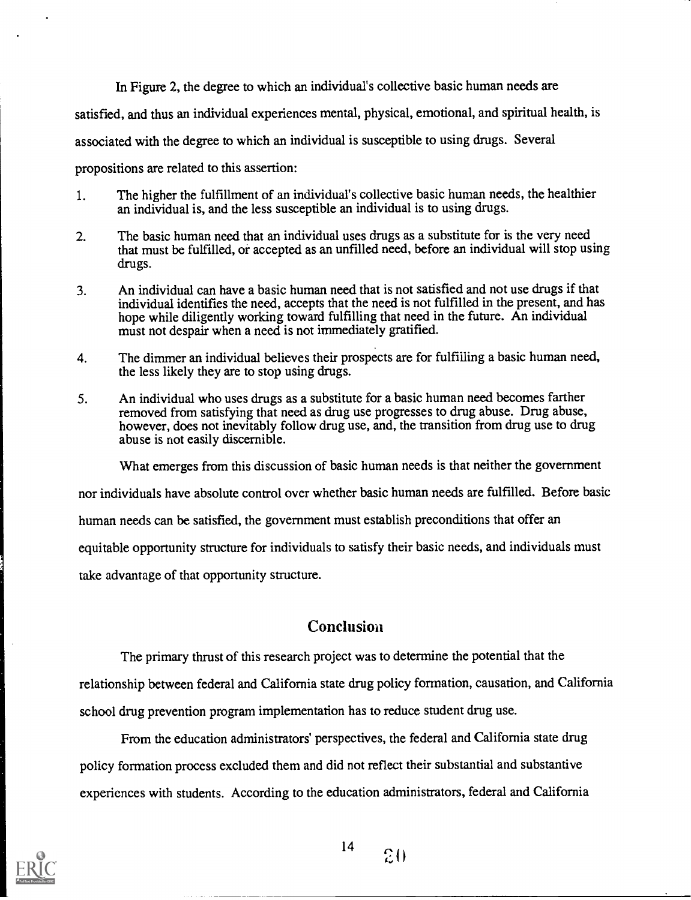In Figure 2, the degree to which an individual's collective basic human needs are satisfied, and thus an individual experiences mental, physical, emotional, and spiritual health, is associated with the degree to which an individual is susceptible to using drugs. Several propositions are related to this assertion:

1. The higher the fulfillment of an individual's collective basic human needs, the healthier an individual is, and the less susceptible an individual is to using drugs.
2. The basic human need that an individual uses drugs as a substitute for is the very need that must be fulfilled, or accepted as an unfilled need, before an individual will stop using drugs.
3. An individual can have a basic human need that is not satisfied and not use drugs if that individual identifies the need, accepts that the need is not fulfilled in the present, and has hope while diligently working toward fulfilling that need in the future. An individual must not despair when a need is not immediately gratified.
4. The dimmer an individual believes their prospects are for fulfilling a basic human need, the less likely they are to stop using drugs.
5. An individual who uses drugs as a substitute for a basic human need becomes farther removed from satisfying that need as drug use progresses to drug abuse. Drug abuse, however, does not inevitably follow drug use, and, the transition from drug use to drug abuse is not easily discernible.

What emerges from this discussion of basic human needs is that neither the government nor individuals have absolute control over whether basic human needs are fulfilled. Before basic human needs can be satisfied, the government must establish preconditions that offer an equitable opportunity structure for individuals to satisfy their basic needs, and individuals must take advantage of that opportunity structure.

## Conclusion

The primary thrust of this research project was to determine the potential that the relationship between federal and California state drug policy formation, causation, and California school drug prevention program implementation has to reduce student drug use.

From the education administrators' perspectives, the federal and California state drug policy formation process excluded them and did not reflect their substantial and substantive experiences with students. According to the education administrators, federal and California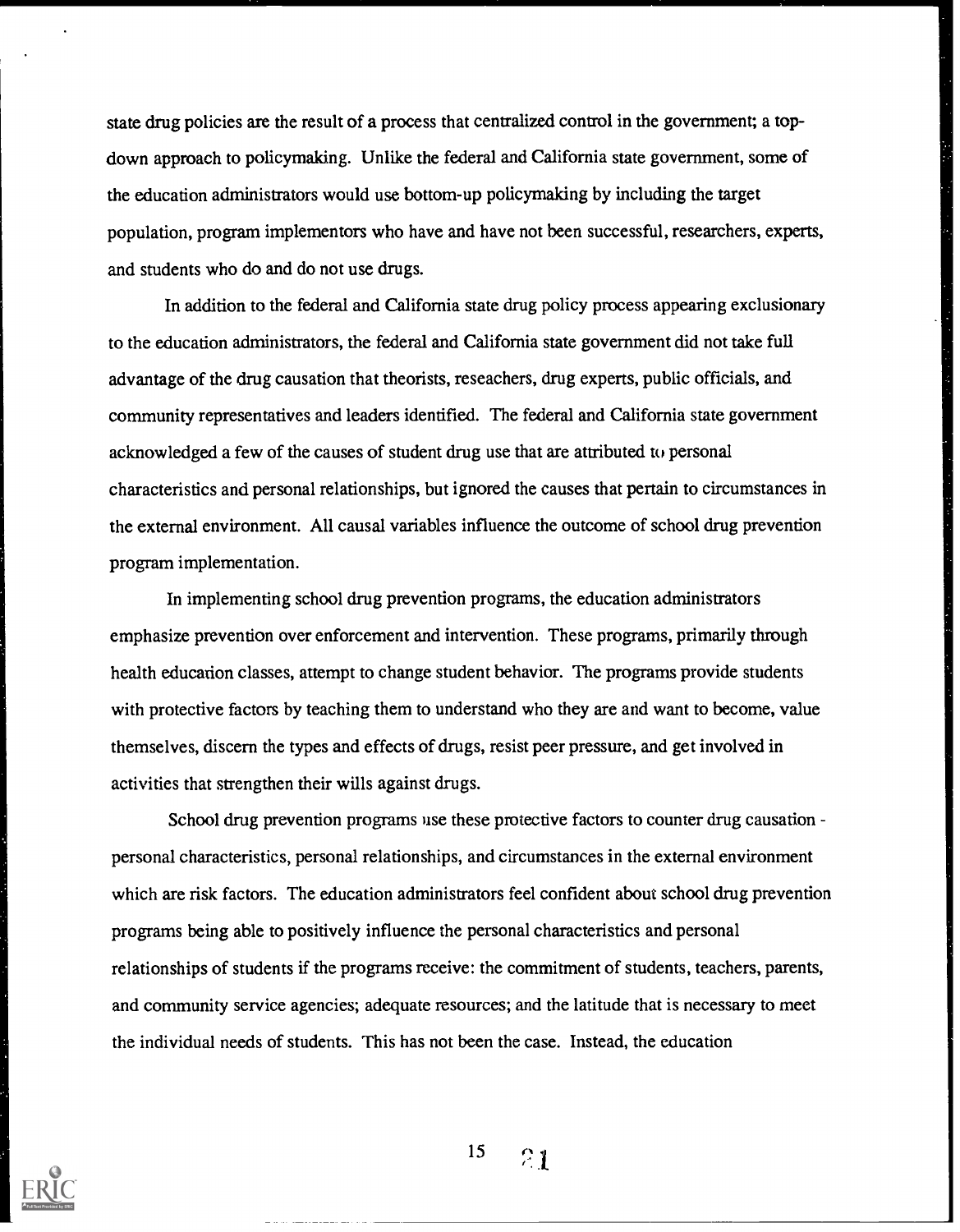state drug policies are the result of a process that centralized control in the government; a top-down approach to policymaking. Unlike the federal and California state government, some of the education administrators would use bottom-up policymaking by including the target population, program implementors who have and have not been successful, researchers, experts, and students who do and do not use drugs.

In addition to the federal and California state drug policy process appearing exclusionary to the education administrators, the federal and California state government did not take full advantage of the drug causation that theorists, reseachers, drug experts, public officials, and community representatives and leaders identified. The federal and California state government acknowledged a few of the causes of student drug use that are attributed to personal characteristics and personal relationships, but ignored the causes that pertain to circumstances in the external environment. All causal variables influence the outcome of school drug prevention program implementation.

In implementing school drug prevention programs, the education administrators emphasize prevention over enforcement and intervention. These programs, primarily through health education classes, attempt to change student behavior. The programs provide students with protective factors by teaching them to understand who they are and want to become, value themselves, discern the types and effects of drugs, resist peer pressure, and get involved in activities that strengthen their wills against drugs.

School drug prevention programs use these protective factors to counter drug causation - personal characteristics, personal relationships, and circumstances in the external environment which are risk factors. The education administrators feel confident about school drug prevention programs being able to positively influence the personal characteristics and personal relationships of students if the programs receive: the commitment of students, teachers, parents, and community service agencies; adequate resources; and the latitude that is necessary to meet the individual needs of students. This has not been the case. Instead, the education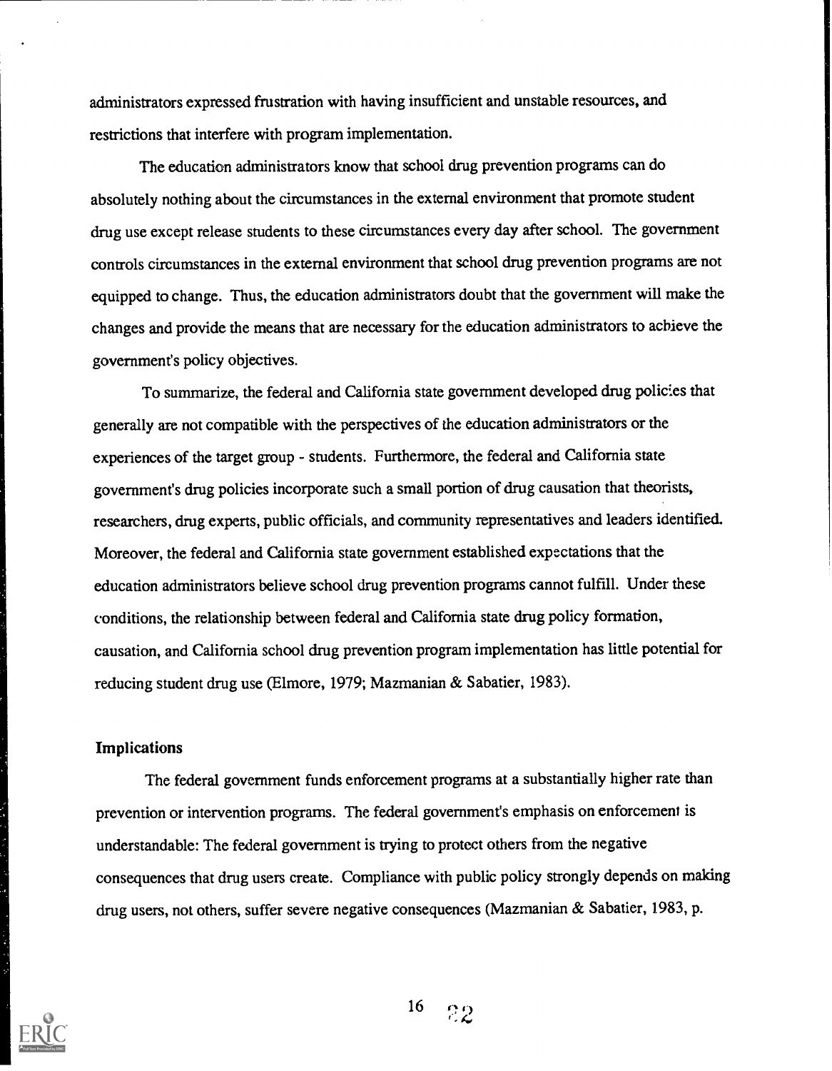administrators expressed frustration with having insufficient and unstable resources, and restrictions that interfere with program implementation.

The education administrators know that school drug prevention programs can do absolutely nothing about the circumstances in the external environment that promote student drug use except release students to these circumstances every day after school. The government controls circumstances in the external environment that school drug prevention programs are not equipped to change. Thus, the education administrators doubt that the government will make the changes and provide the means that are necessary for the education administrators to achieve the government's policy objectives.

To summarize, the federal and California state government developed drug policies that generally are not compatible with the perspectives of the education administrators or the experiences of the target group - students. Furthermore, the federal and California state government's drug policies incorporate such a small portion of drug causation that theorists, researchers, drug experts, public officials, and community representatives and leaders identified. Moreover, the federal and California state government established expectations that the education administrators believe school drug prevention programs cannot fulfill. Under these conditions, the relationship between federal and California state drug policy formation, causation, and California school drug prevention program implementation has little potential for reducing student drug use (Elmore, 1979; Mazmanian & Sabatier, 1983).

### Implications

The federal government funds enforcement programs at a substantially higher rate than prevention or intervention programs. The federal government's emphasis on enforcement is understandable: The federal government is trying to protect others from the negative consequences that drug users create. Compliance with public policy strongly depends on making drug users, not others, suffer severe negative consequences (Mazmanian & Sabatier, 1983, p.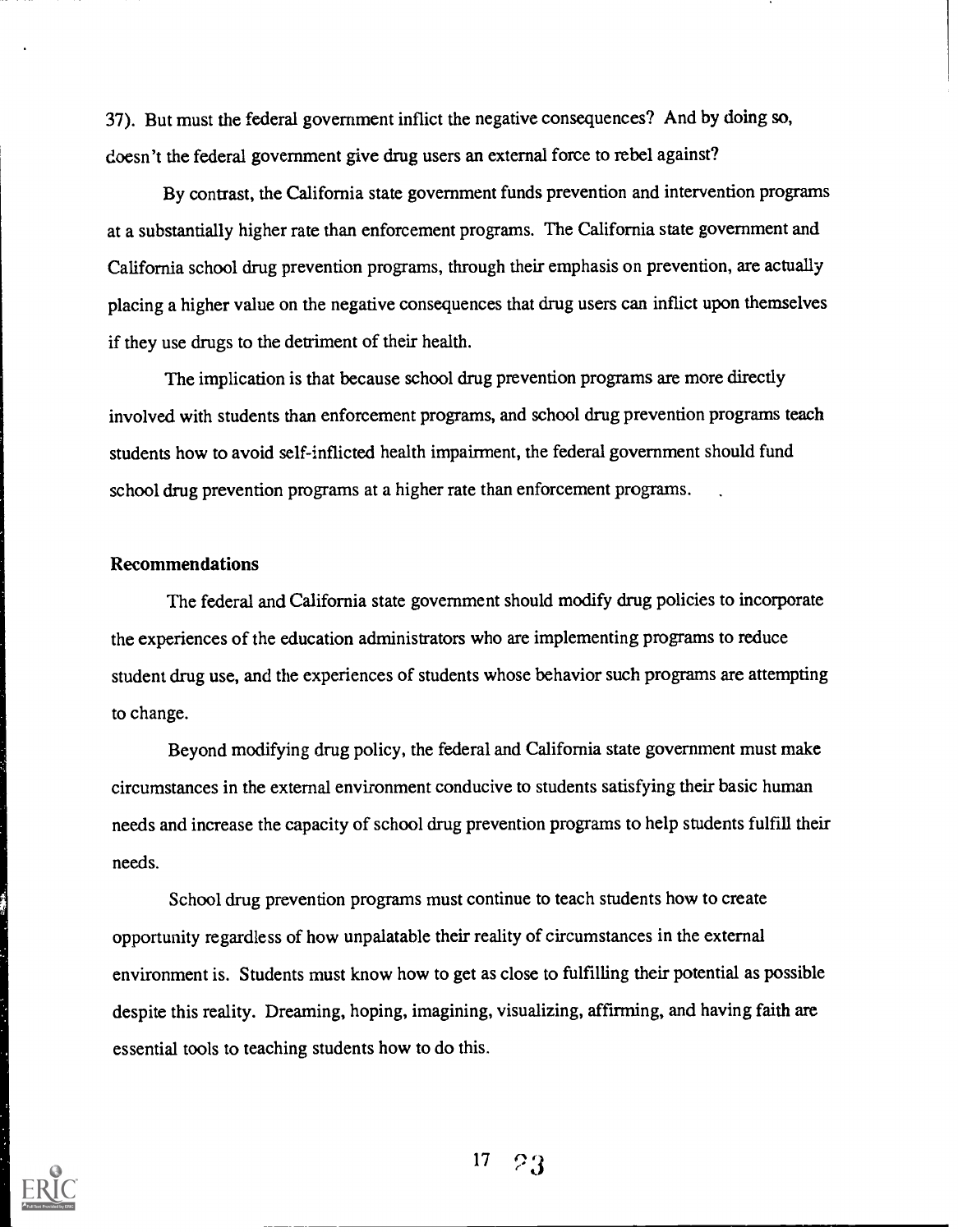37). But must the federal government inflict the negative consequences? And by doing so, doesn't the federal government give drug users an external force to rebel against?

By contrast, the California state government funds prevention and intervention programs at a substantially higher rate than enforcement programs. The California state government and California school drug prevention programs, through their emphasis on prevention, are actually placing a higher value on the negative consequences that drug users can inflict upon themselves if they use drugs to the detriment of their health.

The implication is that because school drug prevention programs are more directly involved with students than enforcement programs, and school drug prevention programs teach students how to avoid self-inflicted health impairment, the federal government should fund school drug prevention programs at a higher rate than enforcement programs.

## Recommendations

The federal and California state government should modify drug policies to incorporate the experiences of the education administrators who are implementing programs to reduce student drug use, and the experiences of students whose behavior such programs are attempting to change.

Beyond modifying drug policy, the federal and California state government must make circumstances in the external environment conducive to students satisfying their basic human needs and increase the capacity of school drug prevention programs to help students fulfill their needs.

School drug prevention programs must continue to teach students how to create opportunity regardless of how unpalatable their reality of circumstances in the external environment is. Students must know how to get as close to fulfilling their potential as possible despite this reality. Dreaming, hoping, imagining, visualizing, affirming, and having faith are essential tools to teaching students how to do this.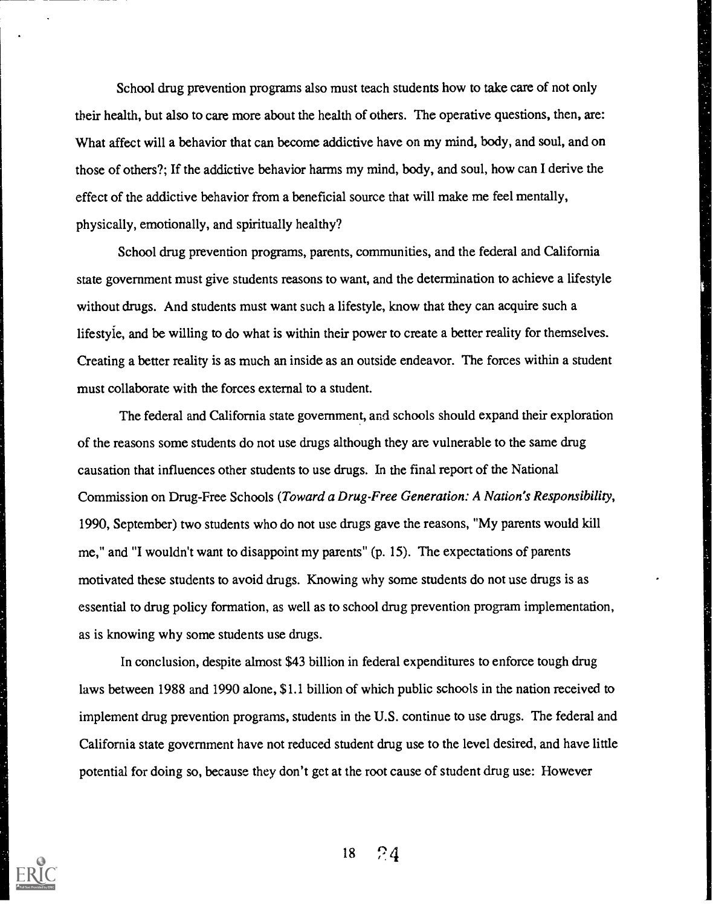School drug prevention programs also must teach students how to take care of not only their health, but also to care more about the health of others. The operative questions, then, are: What affect will a behavior that can become addictive have on my mind, body, and soul, and on those of others?; If the addictive behavior harms my mind, body, and soul, how can I derive the effect of the addictive behavior from a beneficial source that will make me feel mentally, physically, emotionally, and spiritually healthy?

School drug prevention programs, parents, communities, and the federal and California state government must give students reasons to want, and the determination to achieve a lifestyle without drugs. And students must want such a lifestyle, know that they can acquire such a lifestyle, and be willing to do what is within their power to create a better reality for themselves. Creating a better reality is as much an inside as an outside endeavor. The forces within a student must collaborate with the forces external to a student.

The federal and California state government, and schools should expand their exploration of the reasons some students do not use drugs although they are vulnerable to the same drug causation that influences other students to use drugs. In the final report of the National Commission on Drug-Free Schools (*Toward a Drug-Free Generation: A Nation's Responsibility*, 1990, September) two students who do not use drugs gave the reasons, "My parents would kill me," and "I wouldn't want to disappoint my parents" (p. 15). The expectations of parents motivated these students to avoid drugs. Knowing why some students do not use drugs is as essential to drug policy formation, as well as to school drug prevention program implementation, as is knowing why some students use drugs.

In conclusion, despite almost $43 billion in federal expenditures to enforce tough drug laws between 1988 and 1990 alone, $1.1 billion of which public schools in the nation received to implement drug prevention programs, students in the U.S. continue to use drugs. The federal and California state government have not reduced student drug use to the level desired, and have little potential for doing so, because they don't get at the root cause of student drug use: However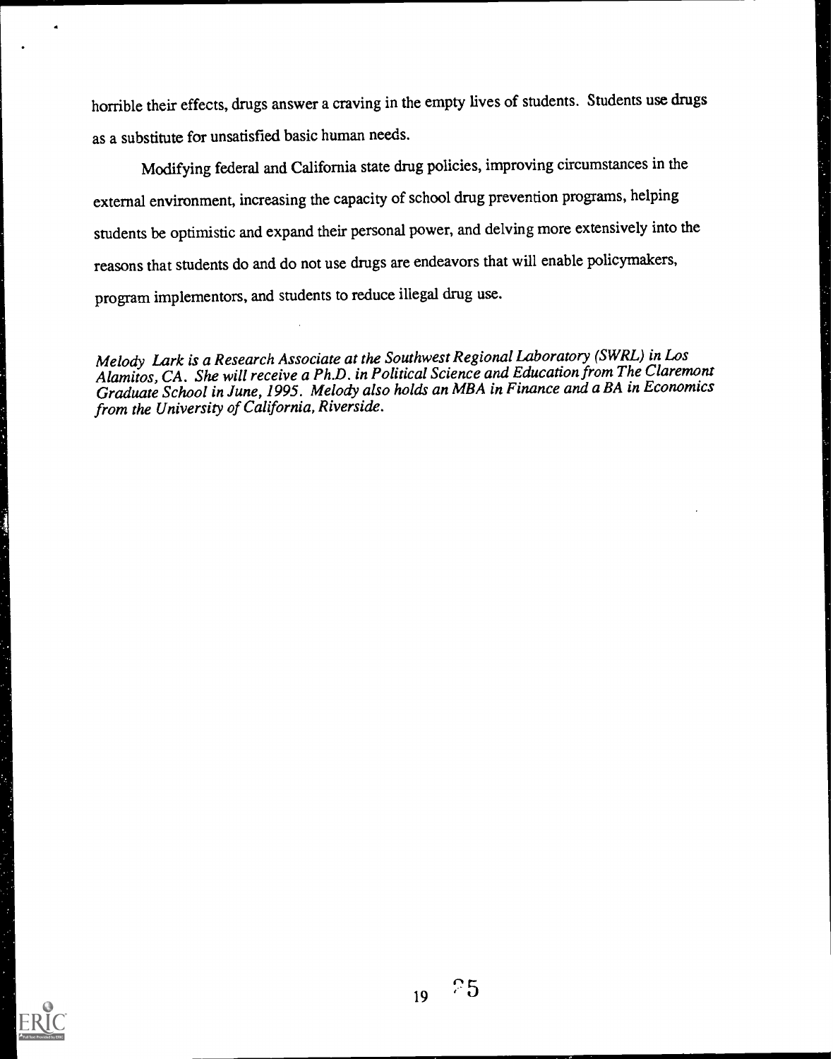horrible their effects, drugs answer a craving in the empty lives of students. Students use drugs as a substitute for unsatisfied basic human needs.

Modifying federal and California state drug policies, improving circumstances in the external environment, increasing the capacity of school drug prevention programs, helping students be optimistic and expand their personal power, and delving more extensively into the reasons that students do and do not use drugs are endeavors that will enable policymakers, program implementors, and students to reduce illegal drug use.

*Melody Lark is a Research Associate at the Southwest Regional Laboratory (SWRL) in Los Alamitos, CA. She will receive a Ph.D. in Political Science and Education from The Claremont Graduate School in June, 1995. Melody also holds an MBA in Finance and a BA in Economics from the University of California, Riverside.*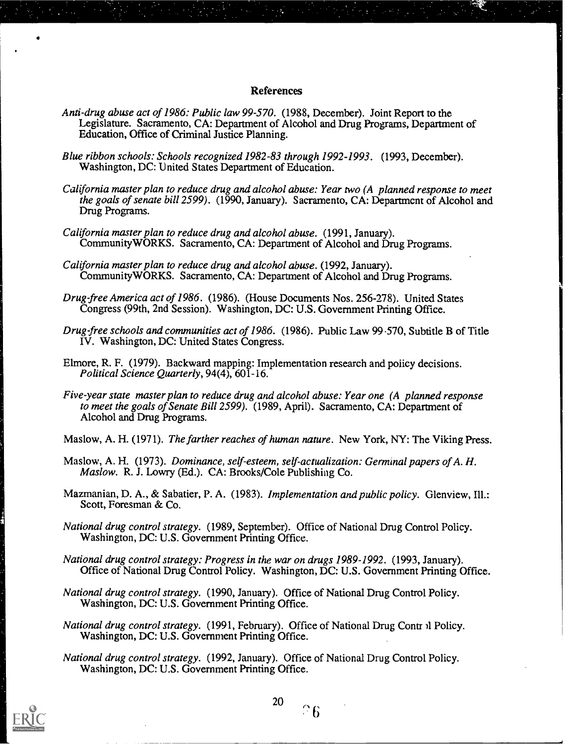## References

*Anti-drug abuse act of 1986: Public law 99-570*. (1988, December). Joint Report to the Legislature. Sacramento, CA: Department of Alcohol and Drug Programs, Department of Education, Office of Criminal Justice Planning.

*Blue ribbon schools: Schools recognized 1982-83 through 1992-1993*. (1993, December). Washington, DC: United States Department of Education.

*California master plan to reduce drug and alcohol abuse: Year two (A planned response to meet the goals of senate bill 2599)*. (1990, January). Sacramento, CA: Department of Alcohol and Drug Programs.

*California master plan to reduce drug and alcohol abuse*. (1991, January). CommunityWORKS. Sacramento, CA: Department of Alcohol and Drug Programs.

*California master plan to reduce drug and alcohol abuse*. (1992, January). CommunityWORKS. Sacramento, CA: Department of Alcohol and Drug Programs.

*Drug-free America act of 1986*. (1986). (House Documents Nos. 256-278). United States Congress (99th, 2nd Session). Washington, DC: U.S. Government Printing Office.

*Drug-free schools and communities act of 1986*. (1986). Public Law 99-570, Subtitle B of Title IV. Washington, DC: United States Congress.

Elmore, R. F. (1979). Backward mapping: Implementation research and policy decisions. *Political Science Quarterly*, 94(4), 601-16.

*Five-year state master plan to reduce drug and alcohol abuse: Year one (A planned response to meet the goals of Senate Bill 2599)*. (1989, April). Sacramento, CA: Department of Alcohol and Drug Programs.

Maslow, A. H. (1971). *The farther reaches of human nature*. New York, NY: The Viking Press.

Maslow, A. H. (1973). *Dominance, self-esteem, self-actualization: Germinal papers of A. H. Maslow*. R. J. Lowry (Ed.). CA: Brooks/Cole Publishing Co.

Mazmanian, D. A., & Sabatier, P. A. (1983). *Implementation and public policy*. Glenview, Ill.: Scott, Foresman & Co.

*National drug control strategy*. (1989, September). Office of National Drug Control Policy. Washington, DC: U.S. Government Printing Office.

*National drug control strategy: Progress in the war on drugs 1989-1992*. (1993, January). Office of National Drug Control Policy. Washington, DC: U.S. Government Printing Office.

*National drug control strategy*. (1990, January). Office of National Drug Control Policy. Washington, DC: U.S. Government Printing Office.

*National drug control strategy*. (1991, February). Office of National Drug Control Policy. Washington, DC: U.S. Government Printing Office.

*National drug control strategy*. (1992, January). Office of National Drug Control Policy. Washington, DC: U.S. Government Printing Office.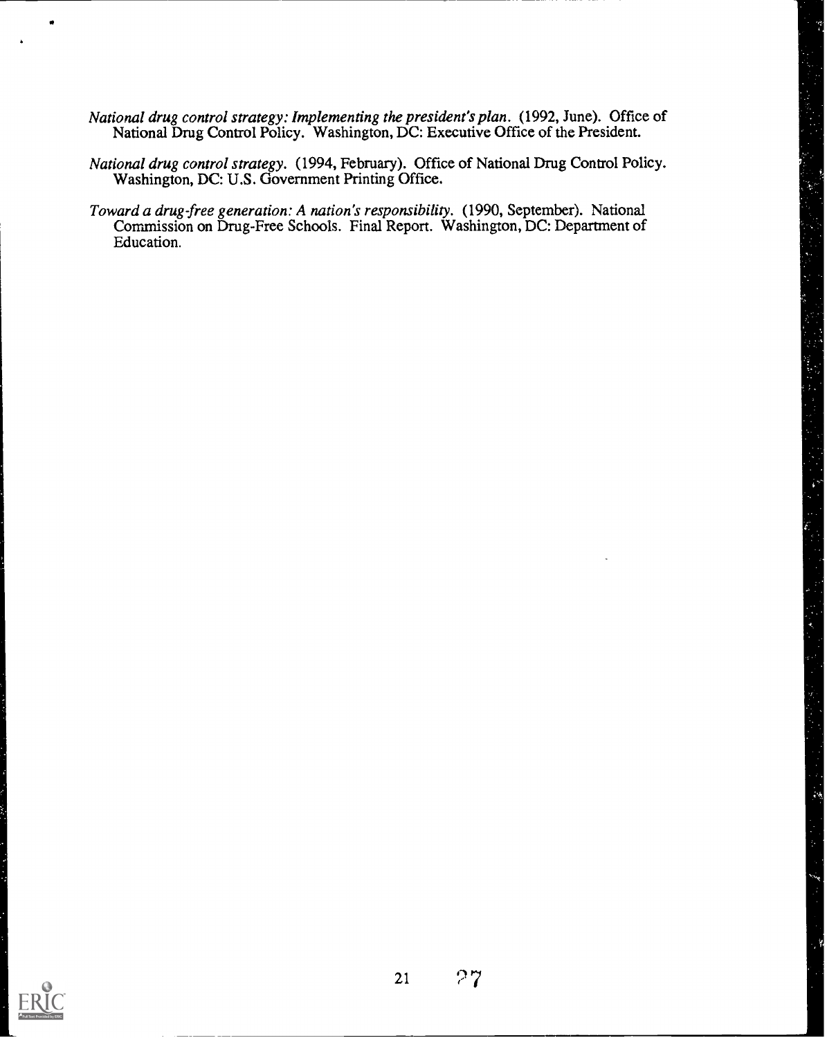*National drug control strategy: Implementing the president's plan*. (1992, June). Office of National Drug Control Policy. Washington, DC: Executive Office of the President.

*National drug control strategy*. (1994, February). Office of National Drug Control Policy. Washington, DC: U.S. Government Printing Office.

*Toward a drug-free generation: A nation's responsibility*. (1990, September). National Commission on Drug-Free Schools. Final Report. Washington, DC: Department of Education.